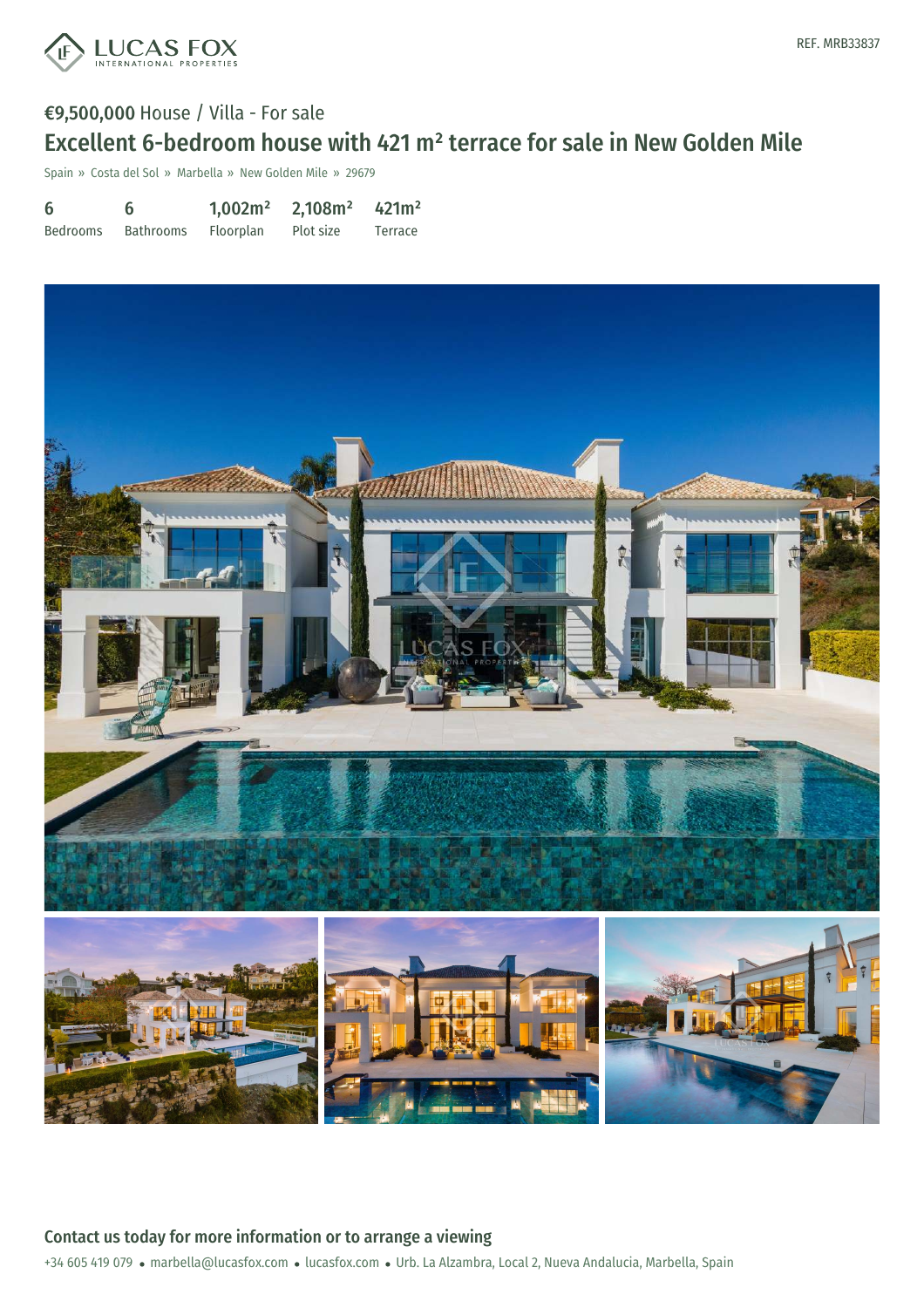REF. MRB33837

€9,500,000 House / Villa - For sale

# Excellent 6-bedroom house with 421 m² terrace for sale in New Golden Mile

Spain » Costa del Sol » Marbella » New Golden Mile » 29679

| 6 | 6 | 1,002m² | 2,108m² | 421m² |
|---|---|---|---|---|
| Bedrooms | Bathrooms | Floorplan | Plot size | Terrace |

## Contact us today for more information or to arrange a viewing

+34 605 419 079 • marbella@lucasfox.com • lucasfox.com • Urb. La Alzambra, Local 2, Nueva Andalucia, Marbella, Spain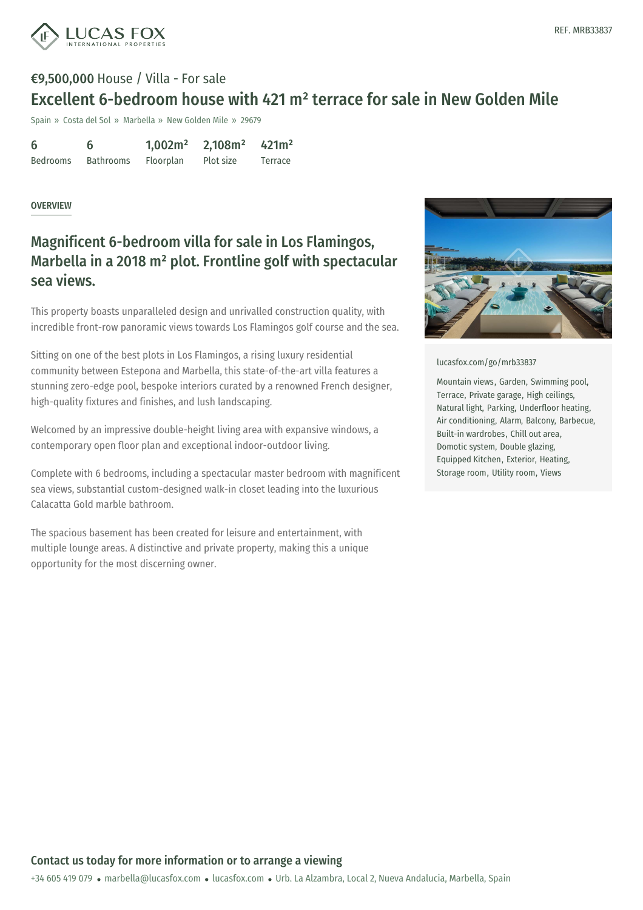REF. MRB33837

€9,500,000 House / Villa - For sale

# Excellent 6-bedroom house with 421 m² terrace for sale in New Golden Mile

Spain » Costa del Sol » Marbella » New Golden Mile » 29679

| 6 | 6 | 1,002m² | 2,108m² | 421m² |
|---|---|---|---|---|
| Bedrooms | Bathrooms | Floorplan | Plot size | Terrace |

OVERVIEW

## Magnificent 6-bedroom villa for sale in Los Flamingos, Marbella in a 2018 m² plot. Frontline golf with spectacular sea views.

This property boasts unparalleled design and unrivalled construction quality, with incredible front-row panoramic views towards Los Flamingos golf course and the sea.

Sitting on one of the best plots in Los Flamingos, a rising luxury residential community between Estepona and Marbella, this state-of-the-art villa features a stunning zero-edge pool, bespoke interiors curated by a renowned French designer, high-quality fixtures and finishes, and lush landscaping.

Welcomed by an impressive double-height living area with expansive windows, a contemporary open floor plan and exceptional indoor-outdoor living.

Complete with 6 bedrooms, including a spectacular master bedroom with magnificent sea views, substantial custom-designed walk-in closet leading into the luxurious Calacatta Gold marble bathroom.

The spacious basement has been created for leisure and entertainment, with multiple lounge areas. A distinctive and private property, making this a unique opportunity for the most discerning owner.

lucasfox.com/go/mrb33837

Mountain views, Garden, Swimming pool, Terrace, Private garage, High ceilings, Natural light, Parking, Underfloor heating, Air conditioning, Alarm, Balcony, Barbecue, Built-in wardrobes, Chill out area, Domotic system, Double glazing, Equipped Kitchen, Exterior, Heating, Storage room, Utility room, Views

**Contact us today for more information or to arrange a viewing**

+34 605 419 079 • marbella@lucasfox.com • lucasfox.com • Urb. La Alzambra, Local 2, Nueva Andalucia, Marbella, Spain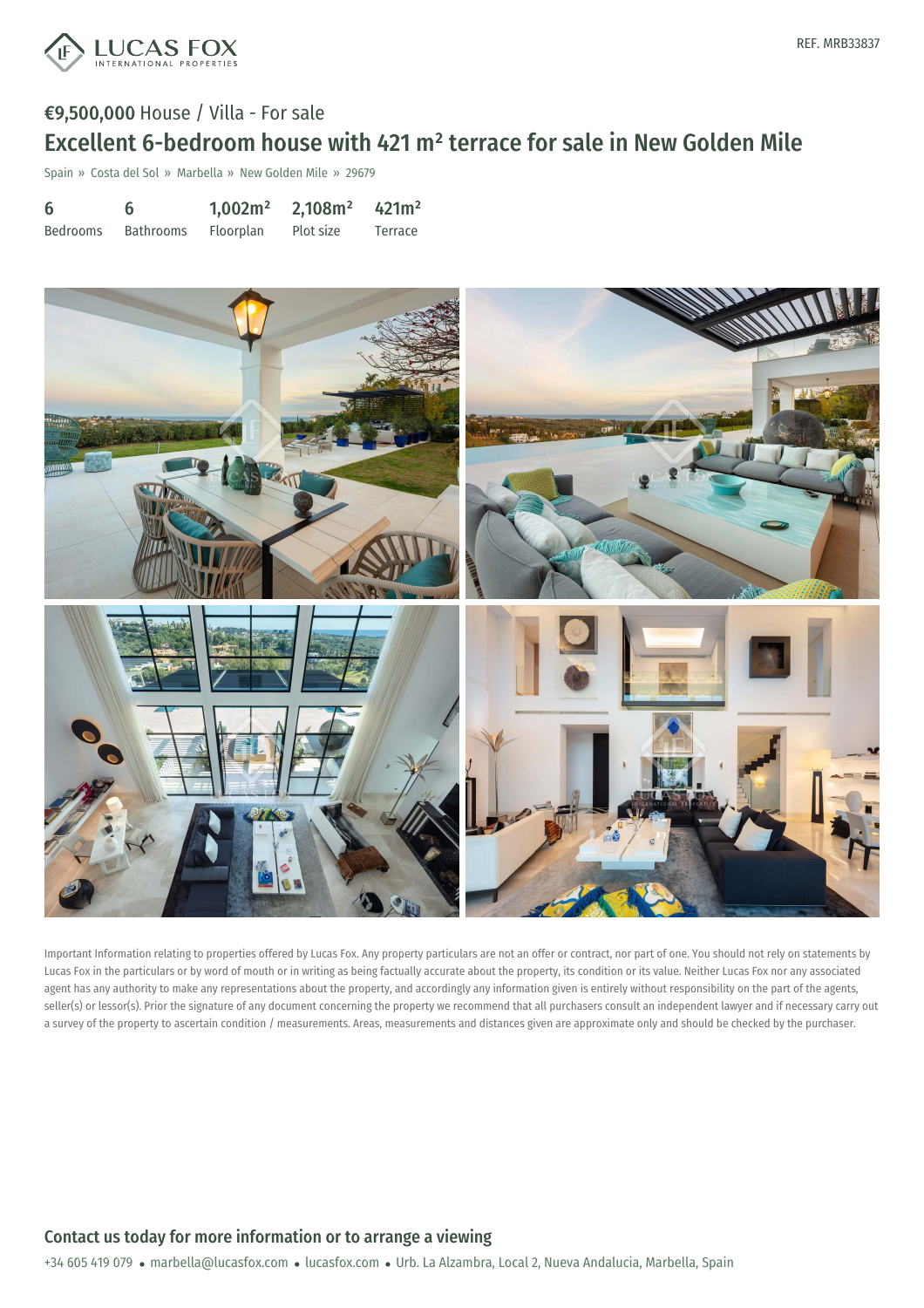REF. MRB33837

€9,500,000 House / Villa - For sale

# Excellent 6-bedroom house with 421 m² terrace for sale in New Golden Mile

Spain » Costa del Sol » Marbella » New Golden Mile » 29679

| 6 | 6 | 1,002m² | 2,108m² | 421m² |
| --- | --- | --- | --- | --- |
| Bedrooms | Bathrooms | Floorplan | Plot size | Terrace |

Important Information relating to properties offered by Lucas Fox. Any property particulars are not an offer or contract, nor part of one. You should not rely on statements by Lucas Fox in the particulars or by word of mouth or in writing as being factually accurate about the property, its condition or its value. Neither Lucas Fox nor any associated agent has any authority to make any representations about the property, and accordingly any information given is entirely without responsibility on the part of the agents, seller(s) or lessor(s). Prior the signature of any document concerning the property we recommend that all purchasers consult an independent lawyer and if necessary carry out a survey of the property to ascertain condition / measurements. Areas, measurements and distances given are approximate only and should be checked by the purchaser.

## Contact us today for more information or to arrange a viewing

+34 605 419 079 • marbella@lucasfox.com • lucasfox.com • Urb. La Alzambra, Local 2, Nueva Andalucia, Marbella, Spain